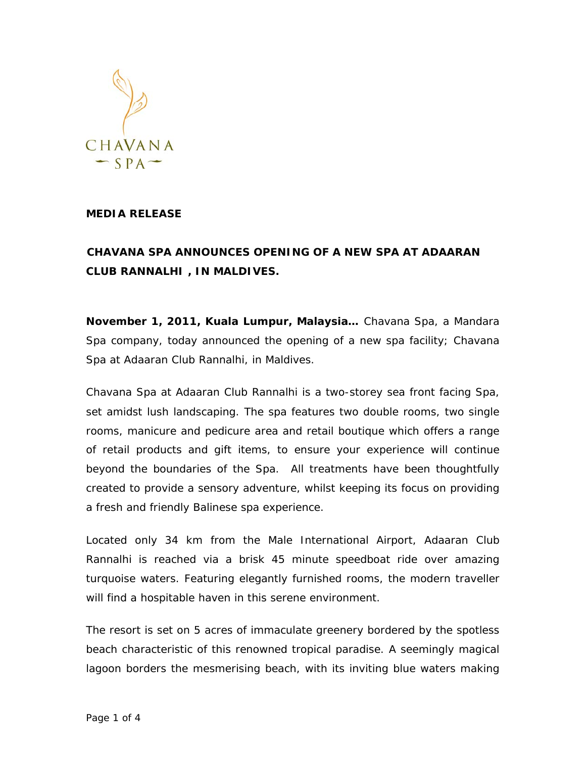CHAVANA SPA

**MEDIA RELEASE**

## CHAVANA SPA ANNOUNCES OPENING OF A NEW SPA AT ADAARAN CLUB RANNALHI , IN MALDIVES.

**November 1, 2011, Kuala Lumpur, Malaysia…** Chavana Spa, a Mandara Spa company, today announced the opening of a new spa facility; Chavana Spa at Adaaran Club Rannalhi, in Maldives.

Chavana Spa at Adaaran Club Rannalhi is a two-storey sea front facing Spa, set amidst lush landscaping. The spa features two double rooms, two single rooms, manicure and pedicure area and retail boutique which offers a range of retail products and gift items, to ensure your experience will continue beyond the boundaries of the Spa. All treatments have been thoughtfully created to provide a sensory adventure, whilst keeping its focus on providing a fresh and friendly Balinese spa experience.

Located only 34 km from the Male International Airport, Adaaran Club Rannalhi is reached via a brisk 45 minute speedboat ride over amazing turquoise waters. Featuring elegantly furnished rooms, the modern traveller will find a hospitable haven in this serene environment.

The resort is set on 5 acres of immaculate greenery bordered by the spotless beach characteristic of this renowned tropical paradise. A seemingly magical lagoon borders the mesmerising beach, with its inviting blue waters making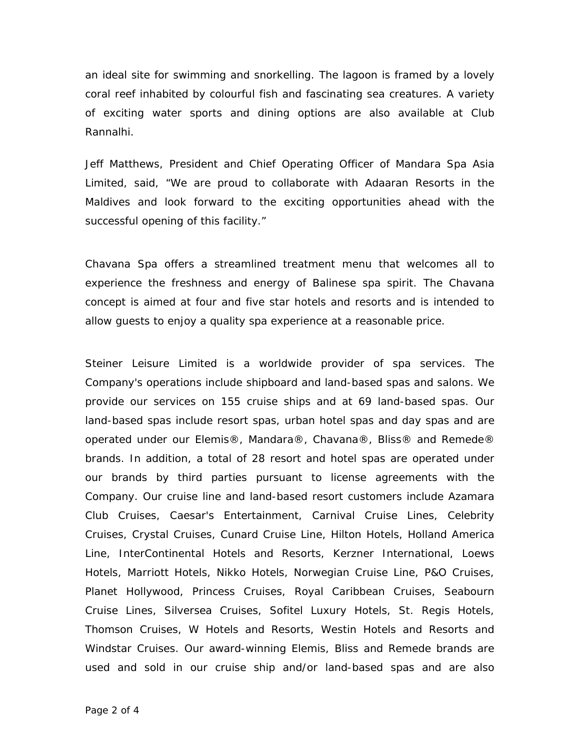an ideal site for swimming and snorkelling. The lagoon is framed by a lovely coral reef inhabited by colourful fish and fascinating sea creatures. A variety of exciting water sports and dining options are also available at Club Rannalhi.

Jeff Matthews, President and Chief Operating Officer of Mandara Spa Asia Limited, said, "We are proud to collaborate with Adaaran Resorts in the Maldives and look forward to the exciting opportunities ahead with the successful opening of this facility."

Chavana Spa offers a streamlined treatment menu that welcomes all to experience the freshness and energy of Balinese spa spirit. The Chavana concept is aimed at four and five star hotels and resorts and is intended to allow guests to enjoy a quality spa experience at a reasonable price.

Steiner Leisure Limited is a worldwide provider of spa services. The Company's operations include shipboard and land-based spas and salons. We provide our services on 155 cruise ships and at 69 land-based spas. Our land-based spas include resort spas, urban hotel spas and day spas and are operated under our Elemis®, Mandara®, Chavana®, Bliss® and Remede® brands. In addition, a total of 28 resort and hotel spas are operated under our brands by third parties pursuant to license agreements with the Company. Our cruise line and land-based resort customers include Azamara Club Cruises, Caesar's Entertainment, Carnival Cruise Lines, Celebrity Cruises, Crystal Cruises, Cunard Cruise Line, Hilton Hotels, Holland America Line, InterContinental Hotels and Resorts, Kerzner International, Loews Hotels, Marriott Hotels, Nikko Hotels, Norwegian Cruise Line, P&O Cruises, Planet Hollywood, Princess Cruises, Royal Caribbean Cruises, Seabourn Cruise Lines, Silversea Cruises, Sofitel Luxury Hotels, St. Regis Hotels, Thomson Cruises, W Hotels and Resorts, Westin Hotels and Resorts and Windstar Cruises. Our award-winning Elemis, Bliss and Remede brands are used and sold in our cruise ship and/or land-based spas and are also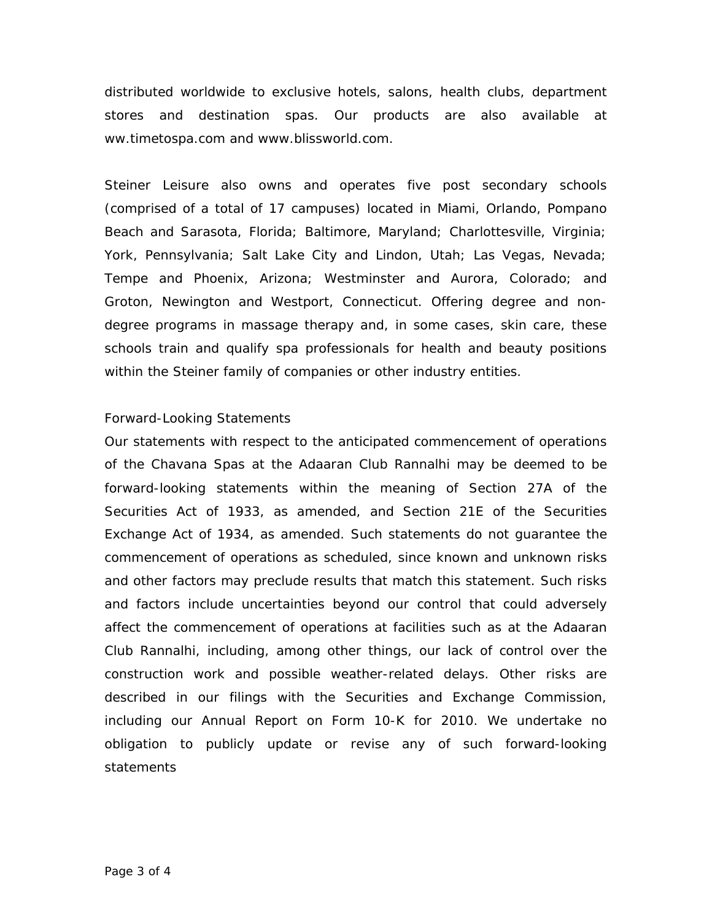distributed worldwide to exclusive hotels, salons, health clubs, department stores and destination spas. Our products are also available at ww.timetospa.com and www.blissworld.com.

Steiner Leisure also owns and operates five post secondary schools (comprised of a total of 17 campuses) located in Miami, Orlando, Pompano Beach and Sarasota, Florida; Baltimore, Maryland; Charlottesville, Virginia; York, Pennsylvania; Salt Lake City and Lindon, Utah; Las Vegas, Nevada; Tempe and Phoenix, Arizona; Westminster and Aurora, Colorado; and Groton, Newington and Westport, Connecticut. Offering degree and non-degree programs in massage therapy and, in some cases, skin care, these schools train and qualify spa professionals for health and beauty positions within the Steiner family of companies or other industry entities.

Forward-Looking Statements

Our statements with respect to the anticipated commencement of operations of the Chavana Spas at the Adaaran Club Rannalhi may be deemed to be forward-looking statements within the meaning of Section 27A of the Securities Act of 1933, as amended, and Section 21E of the Securities Exchange Act of 1934, as amended. Such statements do not guarantee the commencement of operations as scheduled, since known and unknown risks and other factors may preclude results that match this statement. Such risks and factors include uncertainties beyond our control that could adversely affect the commencement of operations at facilities such as at the Adaaran Club Rannalhi, including, among other things, our lack of control over the construction work and possible weather-related delays. Other risks are described in our filings with the Securities and Exchange Commission, including our Annual Report on Form 10-K for 2010. We undertake no obligation to publicly update or revise any of such forward-looking statements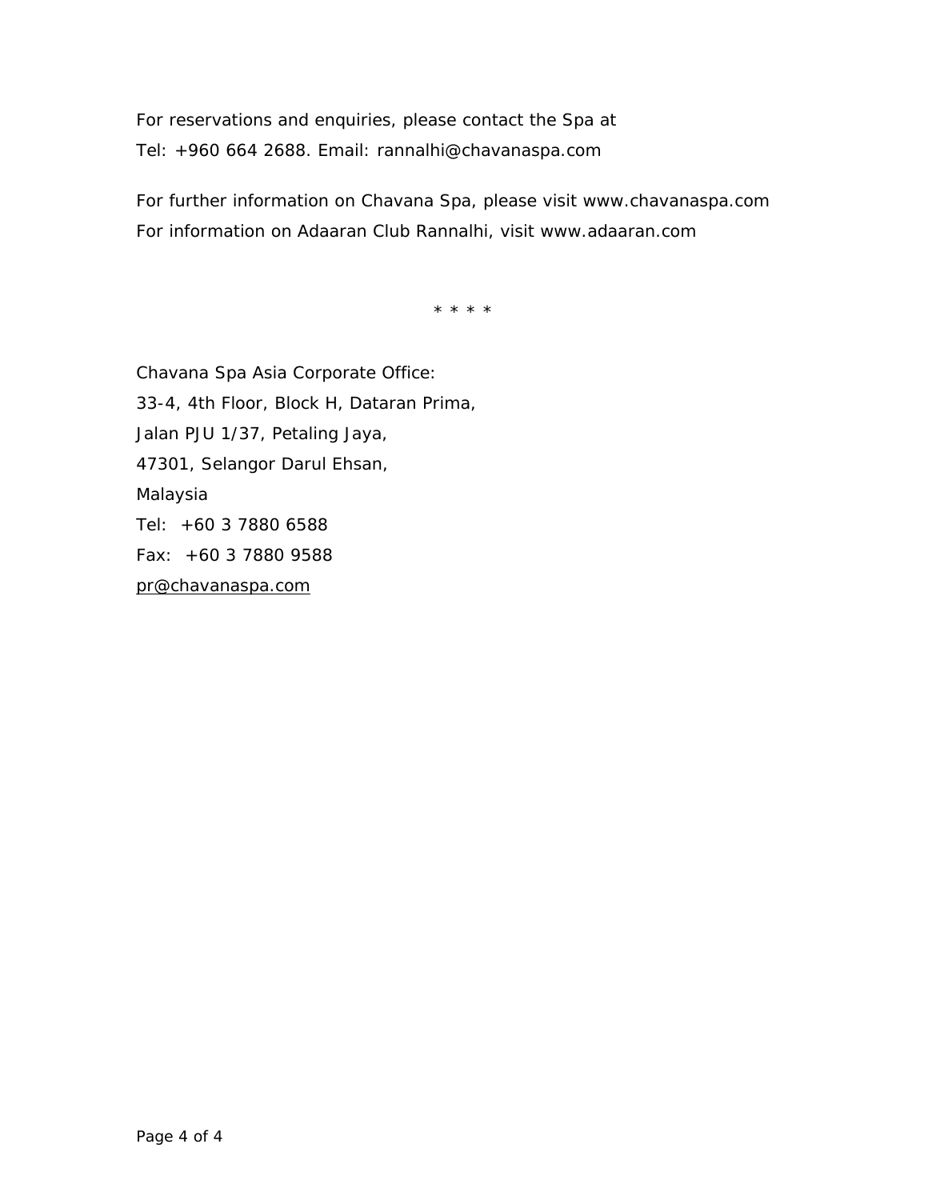For reservations and enquiries, please contact the Spa at
Tel: +960 664 2688. Email: rannalhi@chavanaspa.com

For further information on Chavana Spa, please visit www.chavanaspa.com
For information on Adaaran Club Rannalhi, visit www.adaaran.com

* * * *

Chavana Spa Asia Corporate Office:
33-4, 4th Floor, Block H, Dataran Prima,
Jalan PJU 1/37, Petaling Jaya,
47301, Selangor Darul Ehsan,
Malaysia
Tel: +60 3 7880 6588
Fax: +60 3 7880 9588
pr@chavanaspa.com